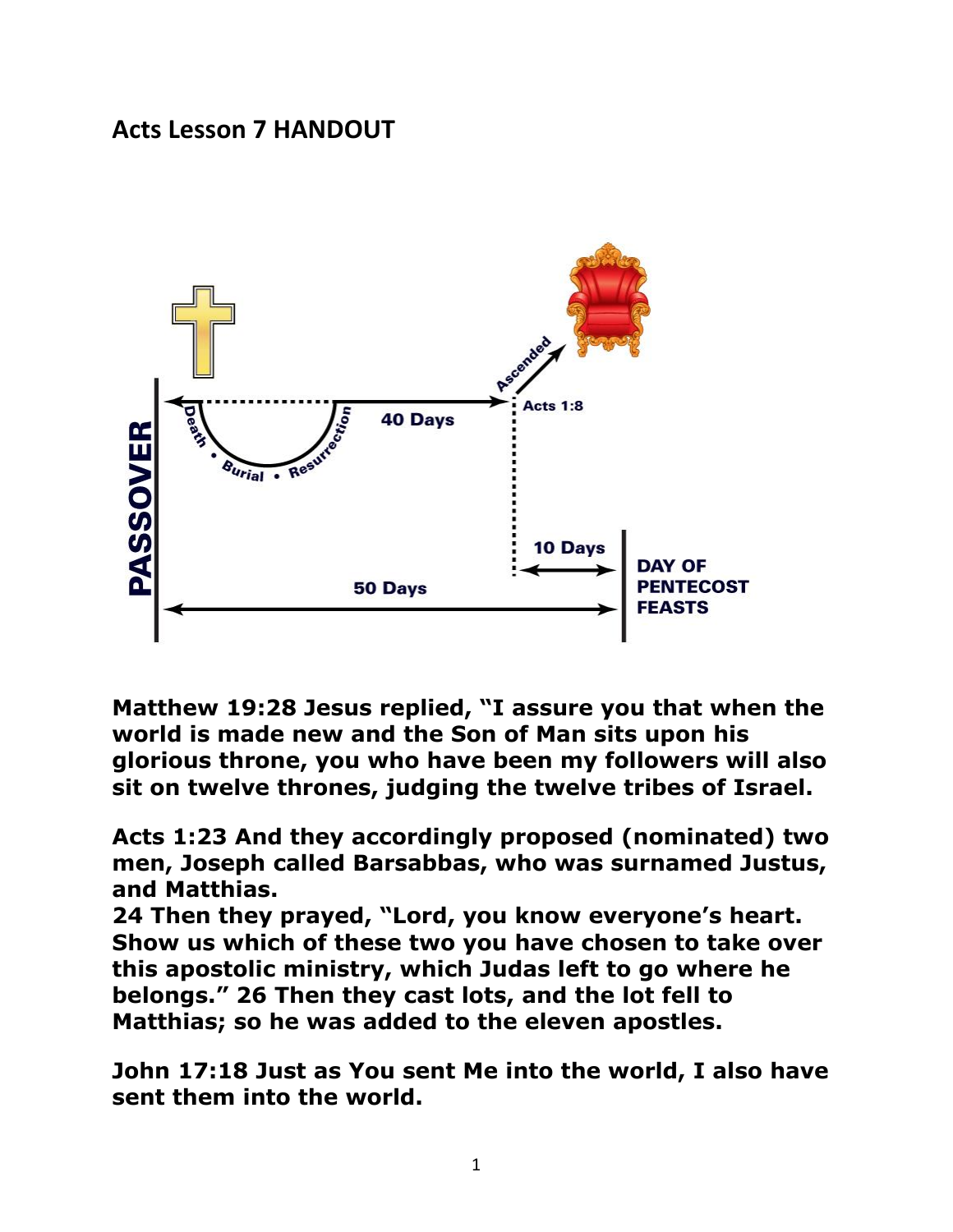## Acts Lesson 7 HANDOUT

PASSOVER

Death • Burial • Resurrection

40 Days

Ascended

Acts 1:8

10 Days

50 Days

DAY OF PENTECOST FEASTS

**Matthew 19:28 Jesus replied, "I assure you that when the world is made new and the Son of Man sits upon his glorious throne, you who have been my followers will also sit on twelve thrones, judging the twelve tribes of Israel.**

**Acts 1:23 And they accordingly proposed (nominated) two men, Joseph called Barsabbas, who was surnamed Justus, and Matthias.**
**24 Then they prayed, "Lord, you know everyone's heart. Show us which of these two you have chosen to take over this apostolic ministry, which Judas left to go where he belongs." 26 Then they cast lots, and the lot fell to Matthias; so he was added to the eleven apostles.**

**John 17:18 Just as You sent Me into the world, I also have sent them into the world.**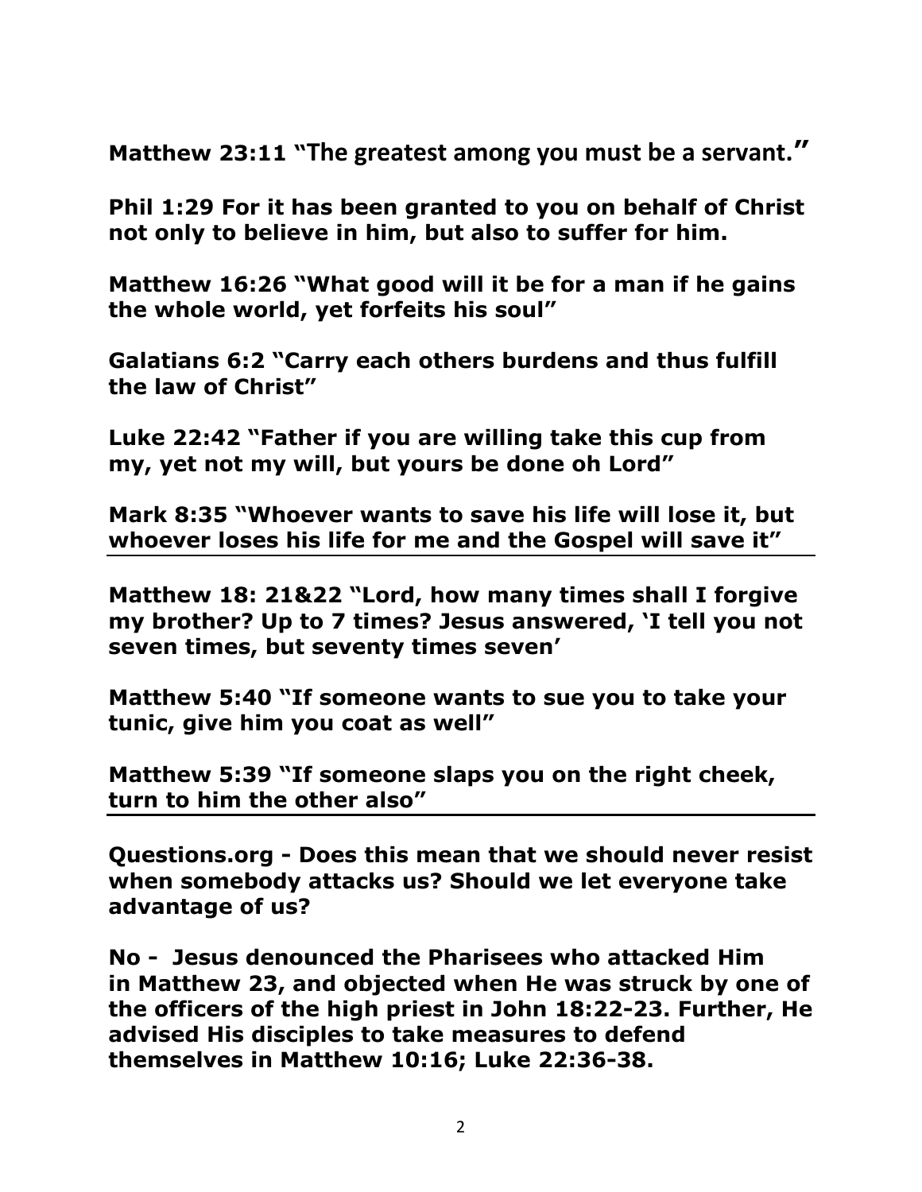**Matthew 23:11 "The greatest among you must be a servant."**

**Phil 1:29 For it has been granted to you on behalf of Christ not only to believe in him, but also to suffer for him.**

**Matthew 16:26 "What good will it be for a man if he gains the whole world, yet forfeits his soul"**

**Galatians 6:2 "Carry each others burdens and thus fulfill the law of Christ"**

**Luke 22:42 "Father if you are willing take this cup from my, yet not my will, but yours be done oh Lord"**

**Mark 8:35 "Whoever wants to save his life will lose it, but whoever loses his life for me and the Gospel will save it"**

---

**Matthew 18: 21&22 "Lord, how many times shall I forgive my brother? Up to 7 times? Jesus answered, 'I tell you not seven times, but seventy times seven'**

**Matthew 5:40 "If someone wants to sue you to take your tunic, give him you coat as well"**

**Matthew 5:39 "If someone slaps you on the right cheek, turn to him the other also"**

---

**Questions.org - Does this mean that we should never resist when somebody attacks us? Should we let everyone take advantage of us?**

**No - Jesus denounced the Pharisees who attacked Him in Matthew 23, and objected when He was struck by one of the officers of the high priest in John 18:22-23. Further, He advised His disciples to take measures to defend themselves in Matthew 10:16; Luke 22:36-38.**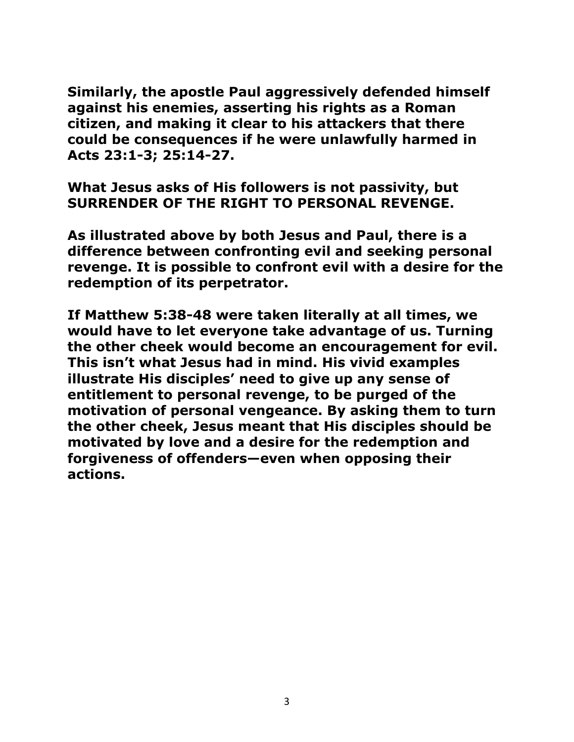**Similarly, the apostle Paul aggressively defended himself against his enemies, asserting his rights as a Roman citizen, and making it clear to his attackers that there could be consequences if he were unlawfully harmed in Acts 23:1-3; 25:14-27.**

**What Jesus asks of His followers is not passivity, but SURRENDER OF THE RIGHT TO PERSONAL REVENGE.**

**As illustrated above by both Jesus and Paul, there is a difference between confronting evil and seeking personal revenge. It is possible to confront evil with a desire for the redemption of its perpetrator.**

**If Matthew 5:38-48 were taken literally at all times, we would have to let everyone take advantage of us. Turning the other cheek would become an encouragement for evil. This isn't what Jesus had in mind. His vivid examples illustrate His disciples' need to give up any sense of entitlement to personal revenge, to be purged of the motivation of personal vengeance. By asking them to turn the other cheek, Jesus meant that His disciples should be motivated by love and a desire for the redemption and forgiveness of offenders—even when opposing their actions.**